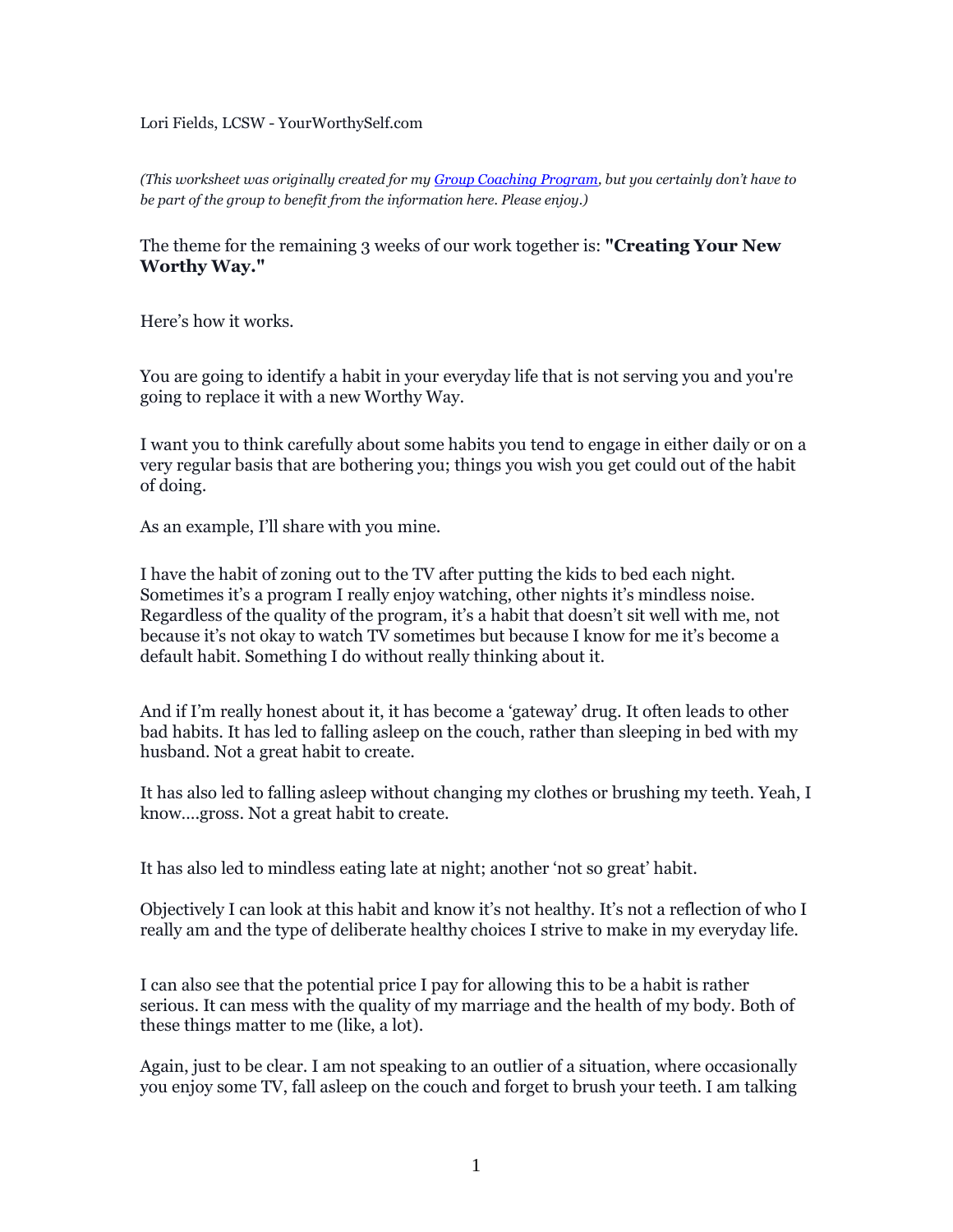Lori Fields, LCSW - YourWorthySelf.com

*(This worksheet was originally created for my [Group Coaching Program](), but you certainly don't have to be part of the group to benefit from the information here. Please enjoy.)*

The theme for the remaining 3 weeks of our work together is: **"Creating Your New Worthy Way."**

Here's how it works.

You are going to identify a habit in your everyday life that is not serving you and you're going to replace it with a new Worthy Way.

I want you to think carefully about some habits you tend to engage in either daily or on a very regular basis that are bothering you; things you wish you get could out of the habit of doing.

As an example, I'll share with you mine.

I have the habit of zoning out to the TV after putting the kids to bed each night. Sometimes it's a program I really enjoy watching, other nights it's mindless noise. Regardless of the quality of the program, it's a habit that doesn't sit well with me, not because it's not okay to watch TV sometimes but because I know for me it's become a default habit. Something I do without really thinking about it.

And if I'm really honest about it, it has become a 'gateway' drug. It often leads to other bad habits. It has led to falling asleep on the couch, rather than sleeping in bed with my husband. Not a great habit to create.

It has also led to falling asleep without changing my clothes or brushing my teeth. Yeah, I know....gross. Not a great habit to create.

It has also led to mindless eating late at night; another 'not so great' habit.

Objectively I can look at this habit and know it's not healthy. It's not a reflection of who I really am and the type of deliberate healthy choices I strive to make in my everyday life.

I can also see that the potential price I pay for allowing this to be a habit is rather serious. It can mess with the quality of my marriage and the health of my body. Both of these things matter to me (like, a lot).

Again, just to be clear. I am not speaking to an outlier of a situation, where occasionally you enjoy some TV, fall asleep on the couch and forget to brush your teeth. I am talking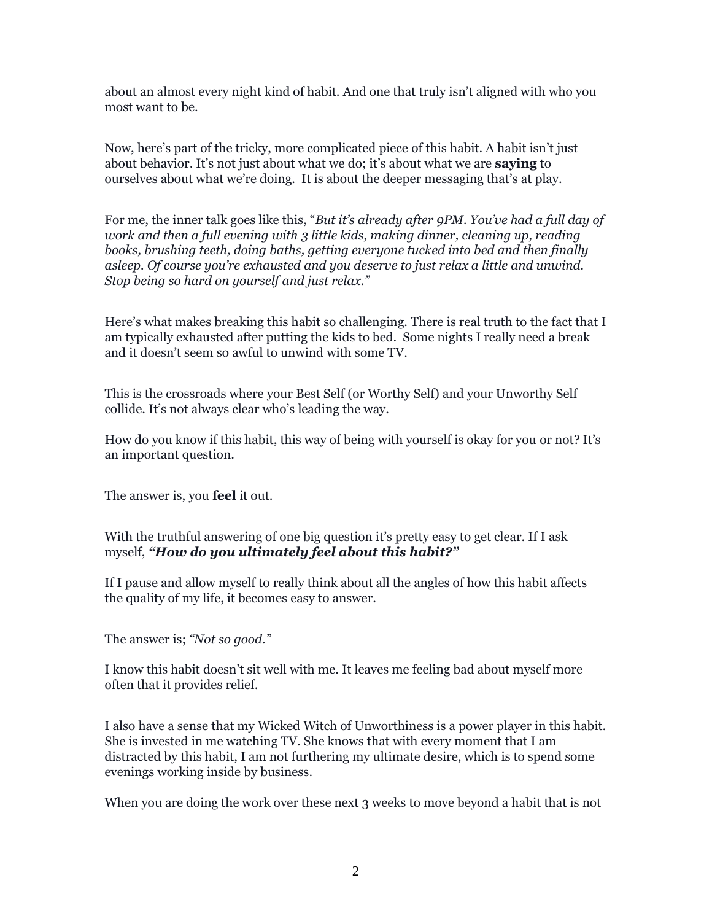about an almost every night kind of habit. And one that truly isn't aligned with who you most want to be.

Now, here's part of the tricky, more complicated piece of this habit. A habit isn't just about behavior. It's not just about what we do; it's about what we are **saying** to ourselves about what we're doing. It is about the deeper messaging that's at play.

For me, the inner talk goes like this, "*But it's already after 9PM. You've had a full day of work and then a full evening with 3 little kids, making dinner, cleaning up, reading books, brushing teeth, doing baths, getting everyone tucked into bed and then finally asleep. Of course you're exhausted and you deserve to just relax a little and unwind. Stop being so hard on yourself and just relax.*"

Here's what makes breaking this habit so challenging. There is real truth to the fact that I am typically exhausted after putting the kids to bed. Some nights I really need a break and it doesn't seem so awful to unwind with some TV.

This is the crossroads where your Best Self (or Worthy Self) and your Unworthy Self collide. It's not always clear who's leading the way.

How do you know if this habit, this way of being with yourself is okay for you or not? It's an important question.

The answer is, you **feel** it out.

With the truthful answering of one big question it's pretty easy to get clear. If I ask myself, ***"How do you ultimately feel about this habit?"***

If I pause and allow myself to really think about all the angles of how this habit affects the quality of my life, it becomes easy to answer.

The answer is; *"Not so good."*

I know this habit doesn't sit well with me. It leaves me feeling bad about myself more often that it provides relief.

I also have a sense that my Wicked Witch of Unworthiness is a power player in this habit. She is invested in me watching TV. She knows that with every moment that I am distracted by this habit, I am not furthering my ultimate desire, which is to spend some evenings working inside by business.

When you are doing the work over these next 3 weeks to move beyond a habit that is not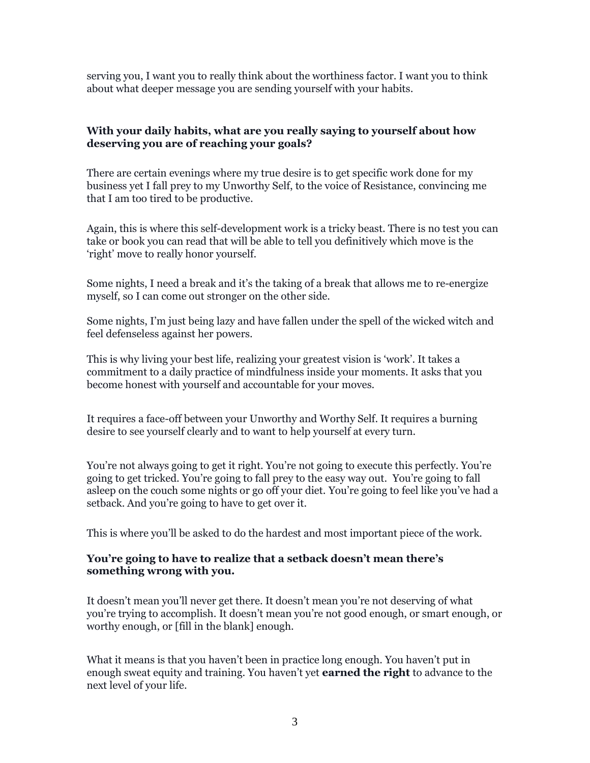serving you, I want you to really think about the worthiness factor. I want you to think about what deeper message you are sending yourself with your habits.

**With your daily habits, what are you really saying to yourself about how deserving you are of reaching your goals?**

There are certain evenings where my true desire is to get specific work done for my business yet I fall prey to my Unworthy Self, to the voice of Resistance, convincing me that I am too tired to be productive.

Again, this is where this self-development work is a tricky beast. There is no test you can take or book you can read that will be able to tell you definitively which move is the 'right' move to really honor yourself.

Some nights, I need a break and it's the taking of a break that allows me to re-energize myself, so I can come out stronger on the other side.

Some nights, I'm just being lazy and have fallen under the spell of the wicked witch and feel defenseless against her powers.

This is why living your best life, realizing your greatest vision is 'work'. It takes a commitment to a daily practice of mindfulness inside your moments. It asks that you become honest with yourself and accountable for your moves.

It requires a face-off between your Unworthy and Worthy Self. It requires a burning desire to see yourself clearly and to want to help yourself at every turn.

You're not always going to get it right. You're not going to execute this perfectly. You're going to get tricked. You're going to fall prey to the easy way out. You're going to fall asleep on the couch some nights or go off your diet. You're going to feel like you've had a setback. And you're going to have to get over it.

This is where you'll be asked to do the hardest and most important piece of the work.

**You're going to have to realize that a setback doesn't mean there's something wrong with you.**

It doesn't mean you'll never get there. It doesn't mean you're not deserving of what you're trying to accomplish. It doesn't mean you're not good enough, or smart enough, or worthy enough, or [fill in the blank] enough.

What it means is that you haven't been in practice long enough. You haven't put in enough sweat equity and training. You haven't yet **earned the right** to advance to the next level of your life.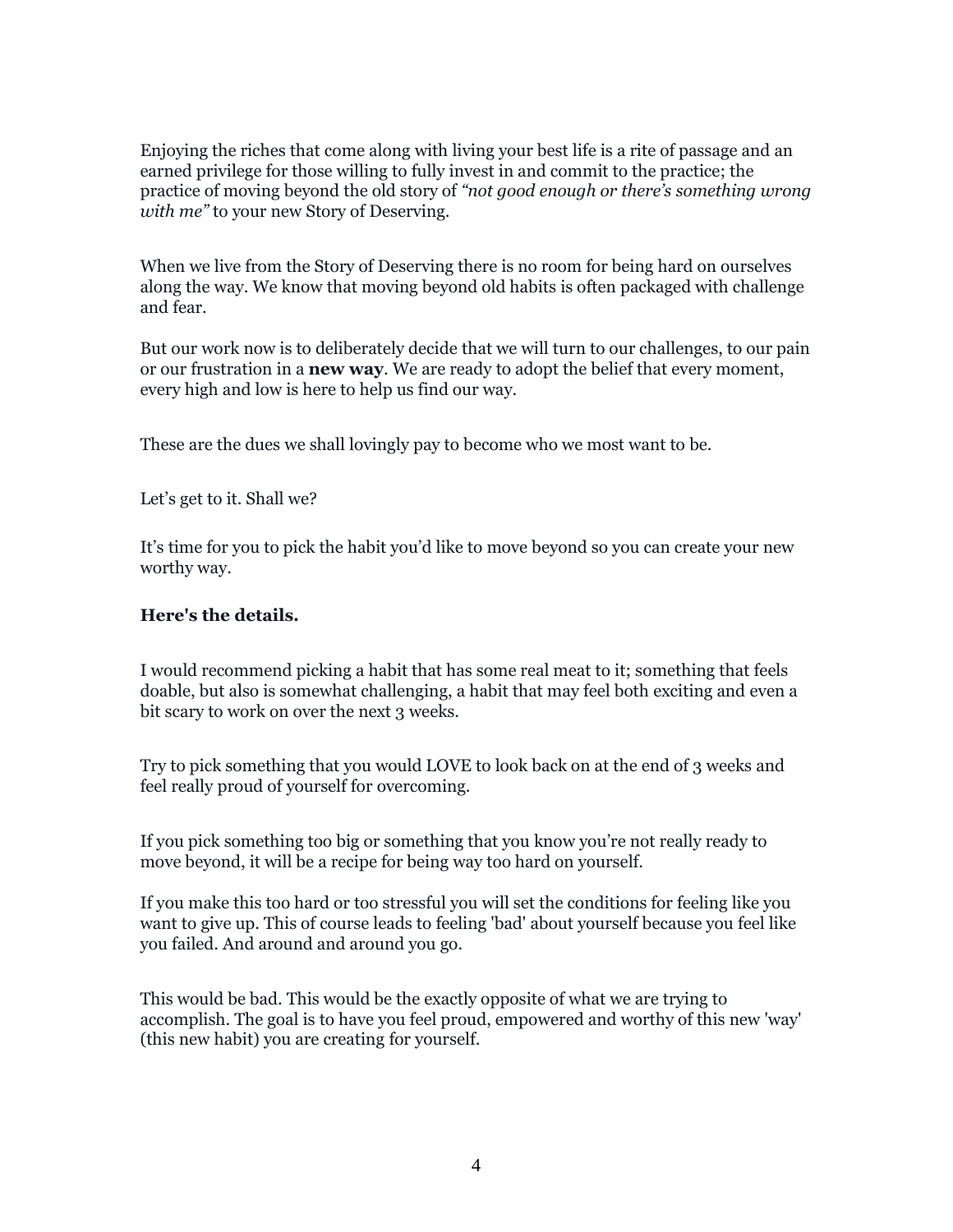Enjoying the riches that come along with living your best life is a rite of passage and an earned privilege for those willing to fully invest in and commit to the practice; the practice of moving beyond the old story of *"not good enough or there's something wrong with me"* to your new Story of Deserving.

When we live from the Story of Deserving there is no room for being hard on ourselves along the way. We know that moving beyond old habits is often packaged with challenge and fear.

But our work now is to deliberately decide that we will turn to our challenges, to our pain or our frustration in a **new way**. We are ready to adopt the belief that every moment, every high and low is here to help us find our way.

These are the dues we shall lovingly pay to become who we most want to be.

Let's get to it. Shall we?

It's time for you to pick the habit you'd like to move beyond so you can create your new worthy way.

**Here's the details.**

I would recommend picking a habit that has some real meat to it; something that feels doable, but also is somewhat challenging, a habit that may feel both exciting and even a bit scary to work on over the next 3 weeks.

Try to pick something that you would LOVE to look back on at the end of 3 weeks and feel really proud of yourself for overcoming.

If you pick something too big or something that you know you're not really ready to move beyond, it will be a recipe for being way too hard on yourself.

If you make this too hard or too stressful you will set the conditions for feeling like you want to give up. This of course leads to feeling 'bad' about yourself because you feel like you failed. And around and around you go.

This would be bad. This would be the exactly opposite of what we are trying to accomplish. The goal is to have you feel proud, empowered and worthy of this new 'way' (this new habit) you are creating for yourself.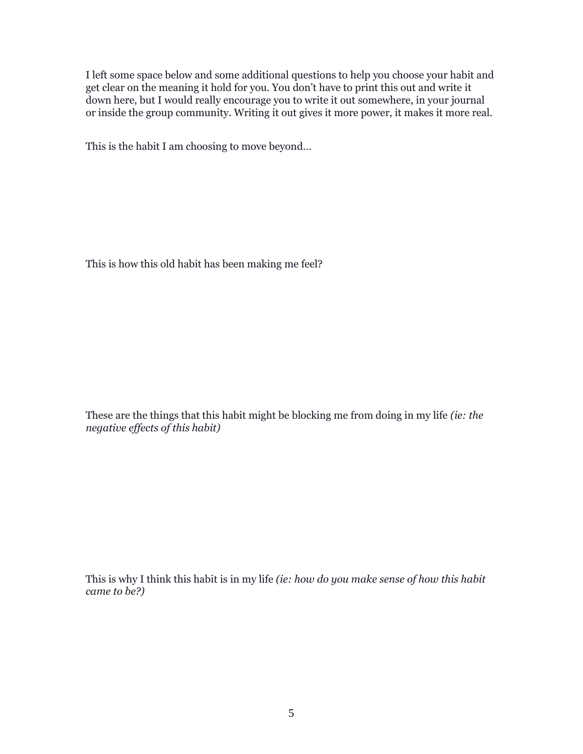I left some space below and some additional questions to help you choose your habit and get clear on the meaning it hold for you. You don't have to print this out and write it down here, but I would really encourage you to write it out somewhere, in your journal or inside the group community. Writing it out gives it more power, it makes it more real.

This is the habit I am choosing to move beyond…

This is how this old habit has been making me feel?

These are the things that this habit might be blocking me from doing in my life *(ie: the negative effects of this habit)*

This is why I think this habit is in my life *(ie: how do you make sense of how this habit came to be?)*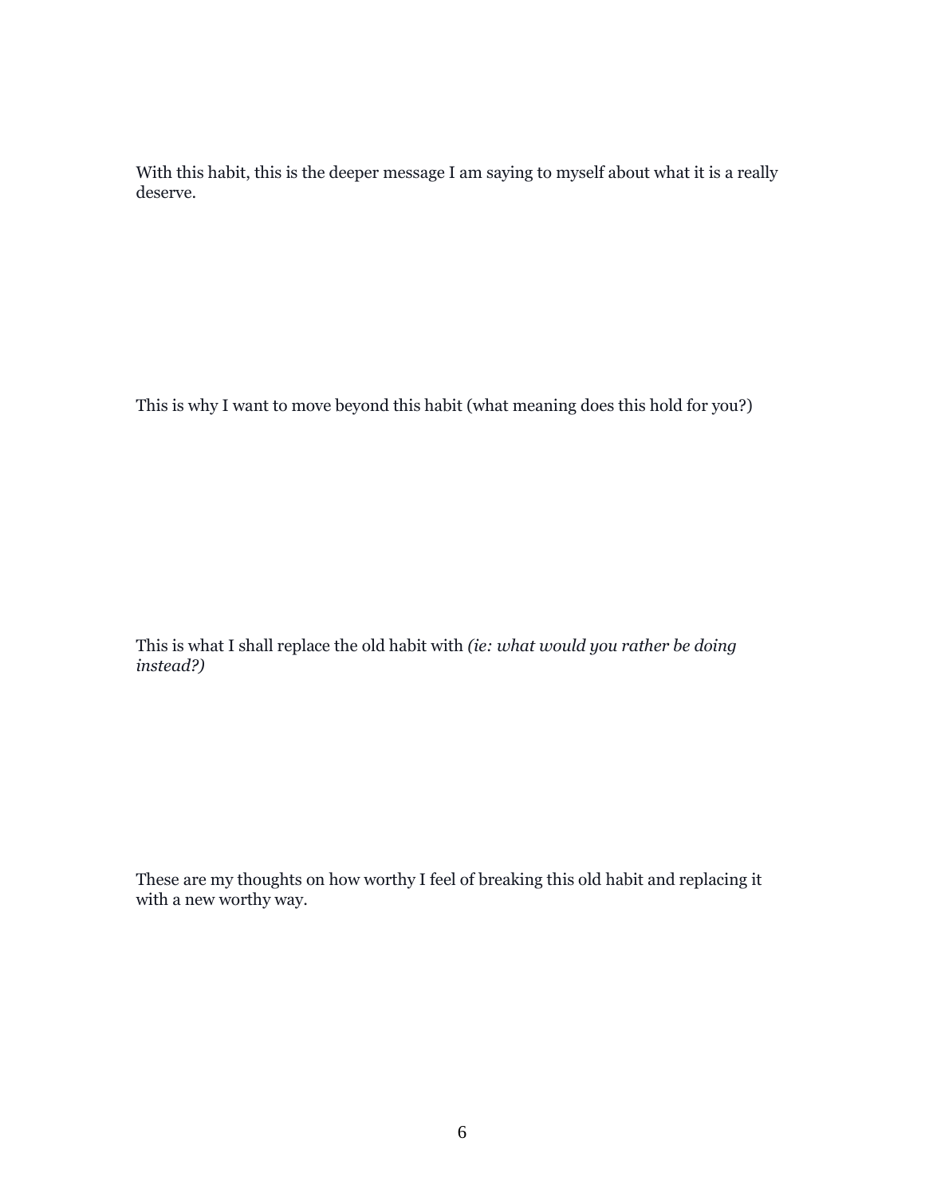With this habit, this is the deeper message I am saying to myself about what it is a really deserve.

This is why I want to move beyond this habit (what meaning does this hold for you?)

This is what I shall replace the old habit with *(ie: what would you rather be doing instead?)*

These are my thoughts on how worthy I feel of breaking this old habit and replacing it with a new worthy way.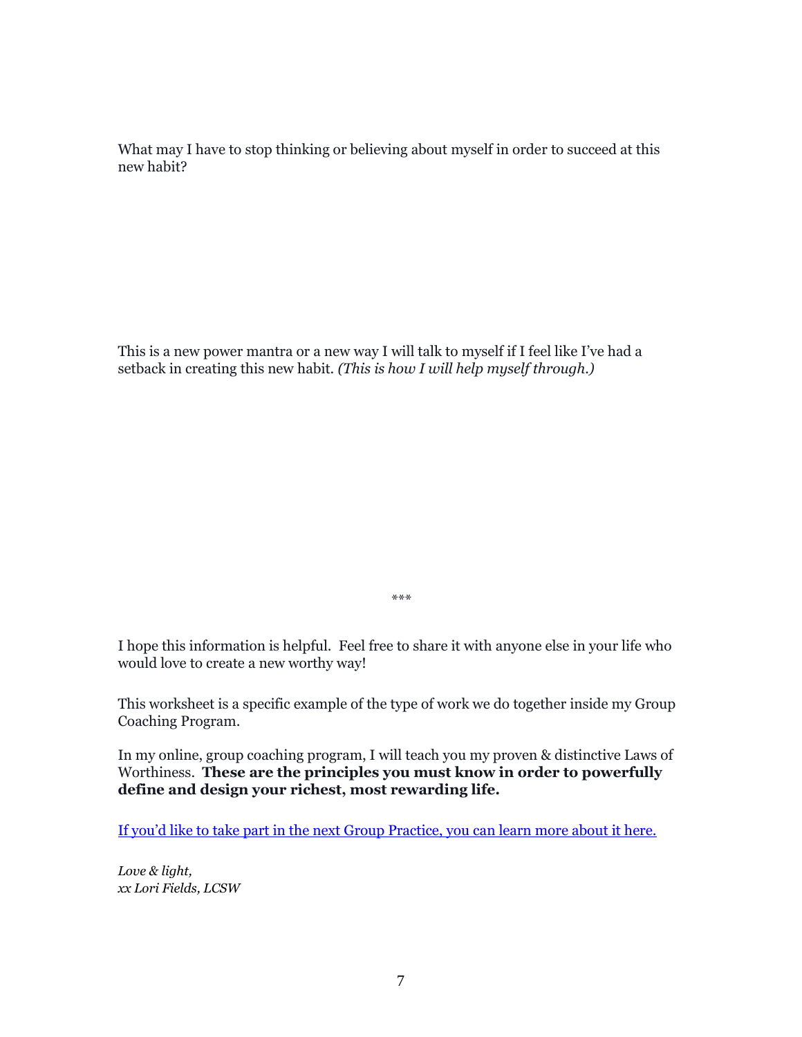What may I have to stop thinking or believing about myself in order to succeed at this new habit?

This is a new power mantra or a new way I will talk to myself if I feel like I've had a setback in creating this new habit. *(This is how I will help myself through.)*

***

I hope this information is helpful. Feel free to share it with anyone else in your life who would love to create a new worthy way!

This worksheet is a specific example of the type of work we do together inside my Group Coaching Program.

In my online, group coaching program, I will teach you my proven & distinctive Laws of Worthiness. **These are the principles you must know in order to powerfully define and design your richest, most rewarding life.**

If you'd like to take part in the next Group Practice, you can learn more about it here.

*Love & light,*
*xx Lori Fields, LCSW*